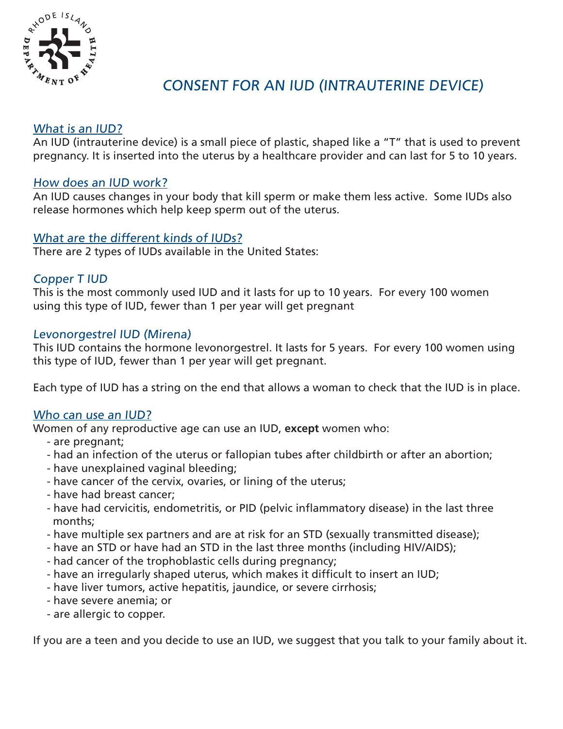# CONSENT FOR AN IUD (INTRAUTERINE DEVICE)

## What is an IUD?

An IUD (intrauterine device) is a small piece of plastic, shaped like a "T" that is used to prevent pregnancy. It is inserted into the uterus by a healthcare provider and can last for 5 to 10 years.

## How does an IUD work?

An IUD causes changes in your body that kill sperm or make them less active. Some IUDs also release hormones which help keep sperm out of the uterus.

## What are the different kinds of IUDs?

There are 2 types of IUDs available in the United States:

### Copper T IUD

This is the most commonly used IUD and it lasts for up to 10 years. For every 100 women using this type of IUD, fewer than 1 per year will get pregnant

### Levonorgestrel IUD (Mirena)

This IUD contains the hormone levonorgestrel. It lasts for 5 years. For every 100 women using this type of IUD, fewer than 1 per year will get pregnant.

Each type of IUD has a string on the end that allows a woman to check that the IUD is in place.

## Who can use an IUD?

Women of any reproductive age can use an IUD, **except** women who:

- are pregnant;
- had an infection of the uterus or fallopian tubes after childbirth or after an abortion;
- have unexplained vaginal bleeding;
- have cancer of the cervix, ovaries, or lining of the uterus;
- have had breast cancer;
- have had cervicitis, endometritis, or PID (pelvic inflammatory disease) in the last three months;
- have multiple sex partners and are at risk for an STD (sexually transmitted disease);
- have an STD or have had an STD in the last three months (including HIV/AIDS);
- had cancer of the trophoblastic cells during pregnancy;
- have an irregularly shaped uterus, which makes it difficult to insert an IUD;
- have liver tumors, active hepatitis, jaundice, or severe cirrhosis;
- have severe anemia; or
- are allergic to copper.

If you are a teen and you decide to use an IUD, we suggest that you talk to your family about it.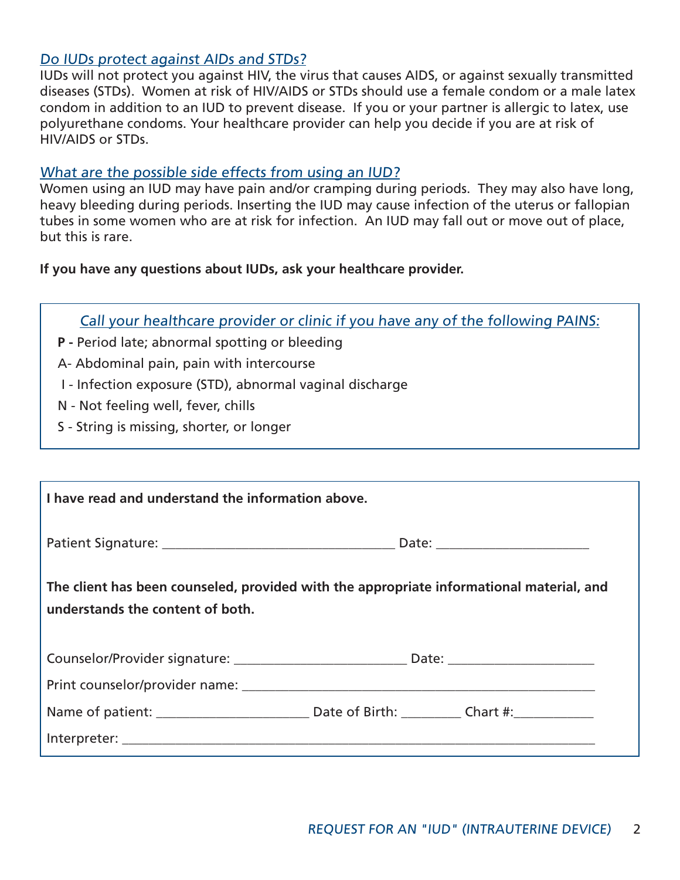*Do IUDs protect against AIDs and STDs?*

IUDs will not protect you against HIV, the virus that causes AIDS, or against sexually transmitted diseases (STDs). Women at risk of HIV/AIDS or STDs should use a female condom or a male latex condom in addition to an IUD to prevent disease. If you or your partner is allergic to latex, use polyurethane condoms. Your healthcare provider can help you decide if you are at risk of HIV/AIDS or STDs.

*What are the possible side effects from using an IUD?*

Women using an IUD may have pain and/or cramping during periods. They may also have long, heavy bleeding during periods. Inserting the IUD may cause infection of the uterus or fallopian tubes in some women who are at risk for infection. An IUD may fall out or move out of place, but this is rare.

**If you have any questions about IUDs, ask your healthcare provider.**

*Call your healthcare provider or clinic if you have any of the following PAINS:*

**P -** Period late; abnormal spotting or bleeding

A- Abdominal pain, pain with intercourse

I - Infection exposure (STD), abnormal vaginal discharge

N - Not feeling well, fever, chills

S - String is missing, shorter, or longer

**I have read and understand the information above.**

Patient Signature: ________________________________ Date: ____________________

**The client has been counseled, provided with the appropriate informational material, and understands the content of both.**

Counselor/Provider signature: _______________________ Date: ___________________

Print counselor/provider name: _____________________________________________

Name of patient: ____________________ Date of Birth: ________ Chart #:__________

Interpreter: _____________________________________________________________